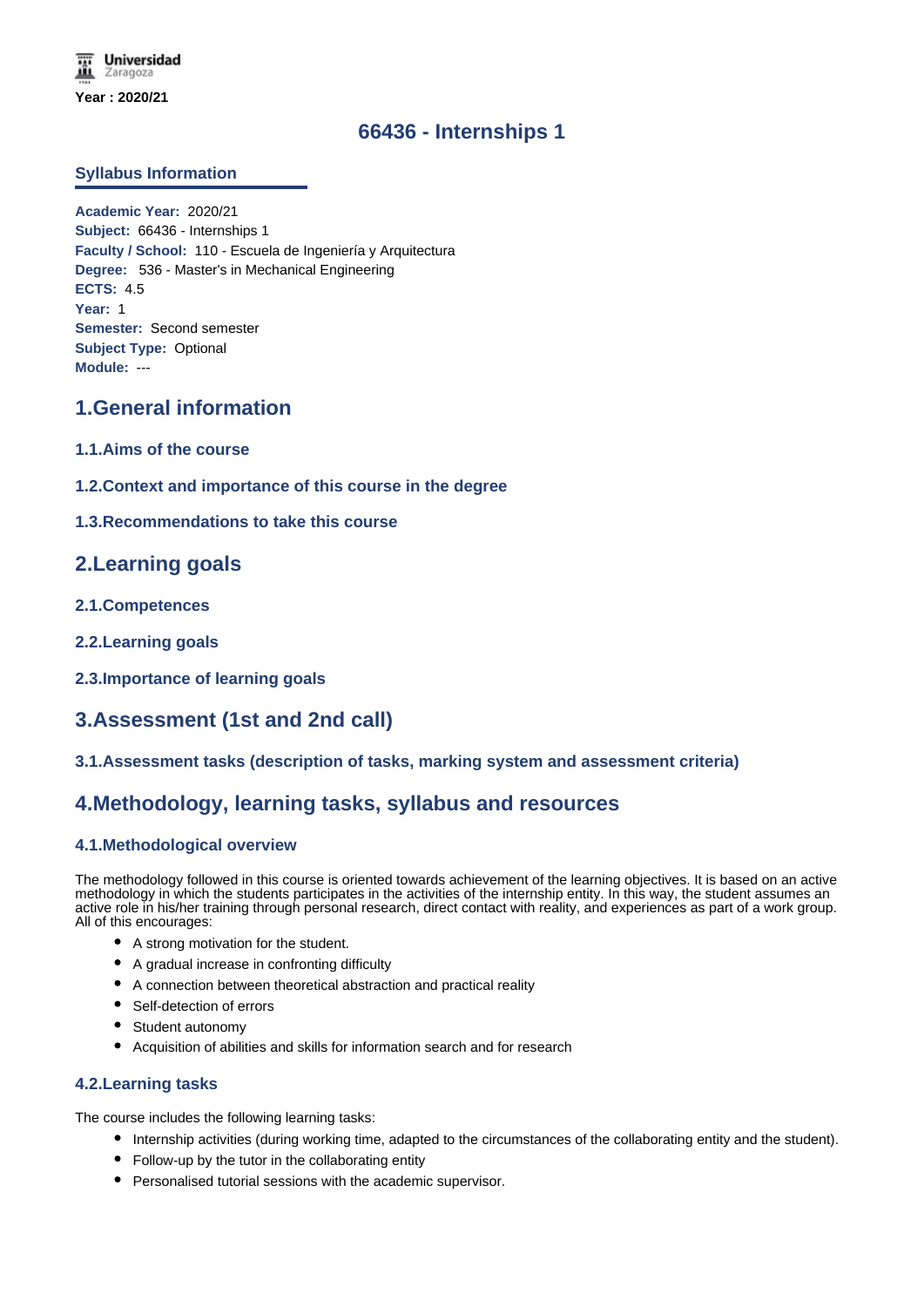Universidad Zaragoza

**Year : 2020/21**

# 66436 - Internships 1

## Syllabus Information

**Academic Year:** 2020/21
**Subject:** 66436 - Internships 1
**Faculty / School:** 110 - Escuela de Ingeniería y Arquitectura
**Degree:** 536 - Master's in Mechanical Engineering
**ECTS:** 4.5
**Year:** 1
**Semester:** Second semester
**Subject Type:** Optional
**Module:** ---

## 1.General information

### 1.1.Aims of the course

### 1.2.Context and importance of this course in the degree

### 1.3.Recommendations to take this course

## 2.Learning goals

### 2.1.Competences

### 2.2.Learning goals

### 2.3.Importance of learning goals

## 3.Assessment (1st and 2nd call)

### 3.1.Assessment tasks (description of tasks, marking system and assessment criteria)

## 4.Methodology, learning tasks, syllabus and resources

### 4.1.Methodological overview

The methodology followed in this course is oriented towards achievement of the learning objectives. It is based on an active methodology in which the students participates in the activities of the internship entity. In this way, the student assumes an active role in his/her training through personal research, direct contact with reality, and experiences as part of a work group. All of this encourages:

- A strong motivation for the student.
- A gradual increase in confronting difficulty
- A connection between theoretical abstraction and practical reality
- Self-detection of errors
- Student autonomy
- Acquisition of abilities and skills for information search and for research

### 4.2.Learning tasks

The course includes the following learning tasks:

- Internship activities (during working time, adapted to the circumstances of the collaborating entity and the student).
- Follow-up by the tutor in the collaborating entity
- Personalised tutorial sessions with the academic supervisor.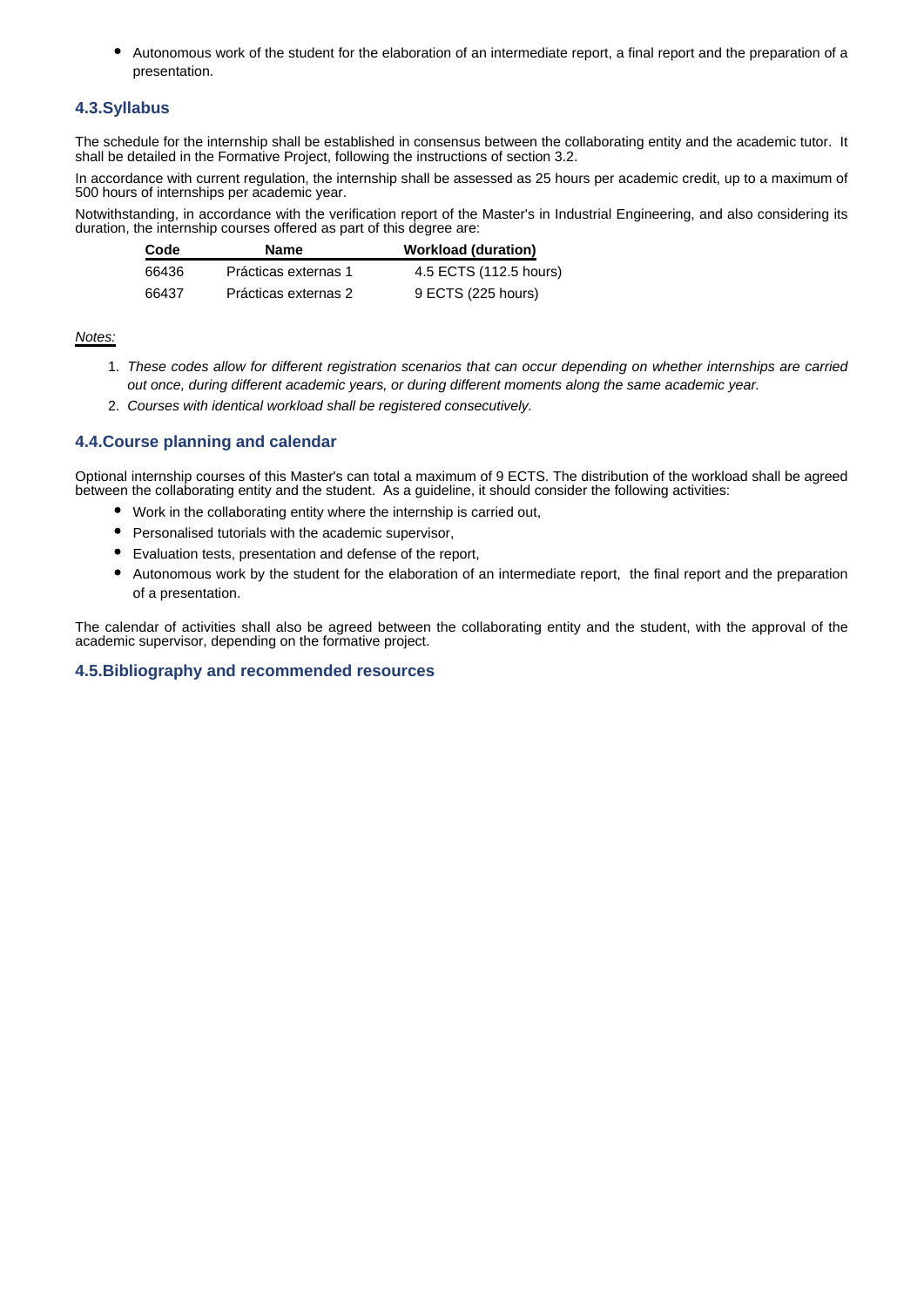- Autonomous work of the student for the elaboration of an intermediate report, a final report and the preparation of a presentation.

### 4.3.Syllabus

The schedule for the internship shall be established in consensus between the collaborating entity and the academic tutor. It shall be detailed in the Formative Project, following the instructions of section 3.2.

In accordance with current regulation, the internship shall be assessed as 25 hours per academic credit, up to a maximum of 500 hours of internships per academic year.

Notwithstanding, in accordance with the verification report of the Master's in Industrial Engineering, and also considering its duration, the internship courses offered as part of this degree are:

| Code | Name | Workload (duration) |
|---|---|---|
| 66436 | Prácticas externas 1 | 4.5 ECTS (112.5 hours) |
| 66437 | Prácticas externas 2 | 9 ECTS (225 hours) |

Notes:

1. *These codes allow for different registration scenarios that can occur depending on whether internships are carried out once, during different academic years, or during different moments along the same academic year.*
2. *Courses with identical workload shall be registered consecutively.*

### 4.4.Course planning and calendar

Optional internship courses of this Master's can total a maximum of 9 ECTS. The distribution of the workload shall be agreed between the collaborating entity and the student. As a guideline, it should consider the following activities:

- Work in the collaborating entity where the internship is carried out,
- Personalised tutorials with the academic supervisor,
- Evaluation tests, presentation and defense of the report,
- Autonomous work by the student for the elaboration of an intermediate report, the final report and the preparation of a presentation.

The calendar of activities shall also be agreed between the collaborating entity and the student, with the approval of the academic supervisor, depending on the formative project.

### 4.5.Bibliography and recommended resources